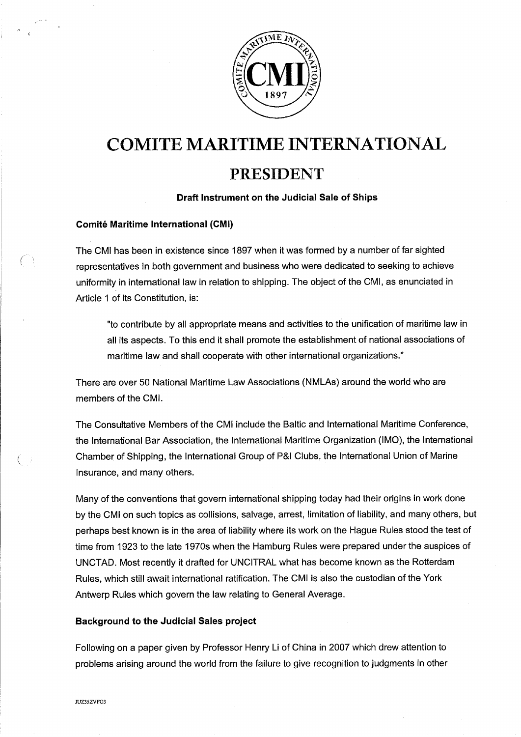# COMITE MARITIME INTERNATIONAL

## PRESIDENT

**Draft Instrument on the Judicial Sale of Ships**

**Comité Maritime International (CMI)**

The CMI has been in existence since 1897 when it was formed by a number of far sighted representatives in both government and business who were dedicated to seeking to achieve uniformity in international law in relation to shipping. The object of the CMI, as enunciated in Article 1 of its Constitution, is:

> "to contribute by all appropriate means and activities to the unification of maritime law in all its aspects. To this end it shall promote the establishment of national associations of maritime law and shall cooperate with other international organizations."

There are over 50 National Maritime Law Associations (NMLAs) around the world who are members of the CMI.

The Consultative Members of the CMI include the Baltic and International Maritime Conference, the International Bar Association, the International Maritime Organization (IMO), the International Chamber of Shipping, the International Group of P&I Clubs, the International Union of Marine Insurance, and many others.

Many of the conventions that govern international shipping today had their origins in work done by the CMI on such topics as collisions, salvage, arrest, limitation of liability, and many others, but perhaps best known is in the area of liability where its work on the Hague Rules stood the test of time from 1923 to the late 1970s when the Hamburg Rules were prepared under the auspices of UNCTAD. Most recently it drafted for UNCITRAL what has become known as the Rotterdam Rules, which still await international ratification. The CMI is also the custodian of the York Antwerp Rules which govern the law relating to General Average.

**Background to the Judicial Sales project**

Following on a paper given by Professor Henry Li of China in 2007 which drew attention to problems arising around the world from the failure to give recognition to judgments in other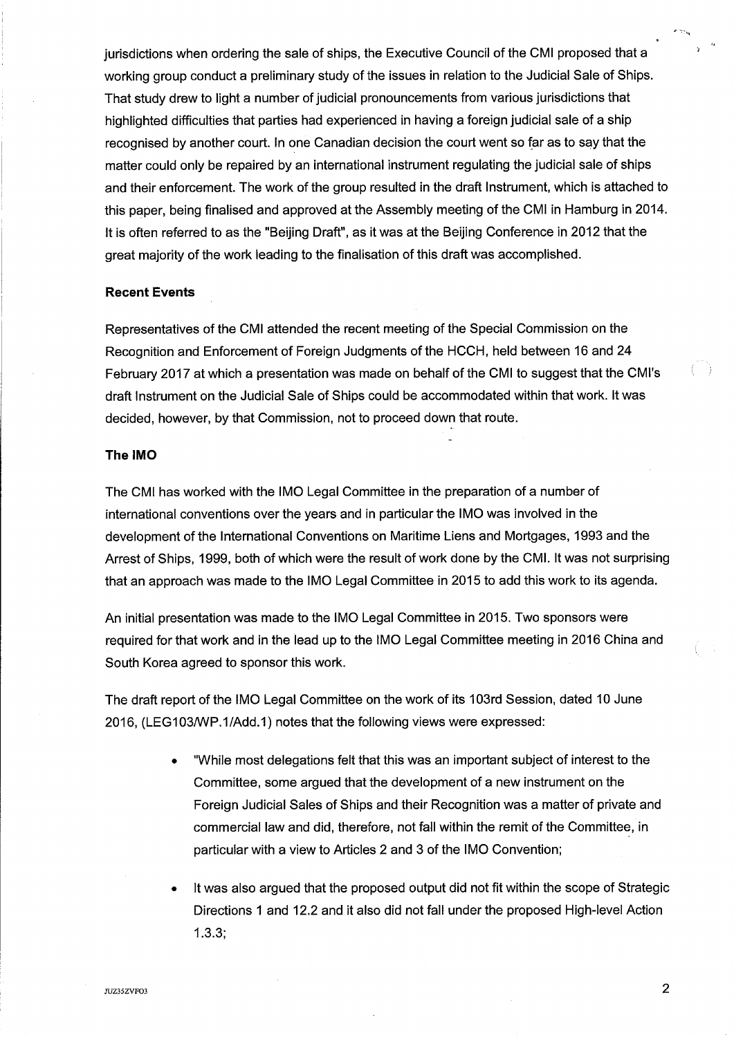jurisdictions when ordering the sale of ships, the Executive Council of the CMI proposed that a working group conduct a preliminary study of the issues in relation to the Judicial Sale of Ships. That study drew to light a number of judicial pronouncements from various jurisdictions that highlighted difficulties that parties had experienced in having a foreign judicial sale of a ship recognised by another court. In one Canadian decision the court went so far as to say that the matter could only be repaired by an international instrument regulating the judicial sale of ships and their enforcement. The work of the group resulted in the draft Instrument, which is attached to this paper, being finalised and approved at the Assembly meeting of the CMI in Hamburg in 2014. It is often referred to as the "Beijing Draft", as it was at the Beijing Conference in 2012 that the great majority of the work leading to the finalisation of this draft was accomplished.

**Recent Events**

Representatives of the CMI attended the recent meeting of the Special Commission on the Recognition and Enforcement of Foreign Judgments of the HCCH, held between 16 and 24 February 2017 at which a presentation was made on behalf of the CMI to suggest that the CMI's draft Instrument on the Judicial Sale of Ships could be accommodated within that work. It was decided, however, by that Commission, not to proceed down that route.

**The IMO**

The CMI has worked with the IMO Legal Committee in the preparation of a number of international conventions over the years and in particular the IMO was involved in the development of the International Conventions on Maritime Liens and Mortgages, 1993 and the Arrest of Ships, 1999, both of which were the result of work done by the CMI. It was not surprising that an approach was made to the IMO Legal Committee in 2015 to add this work to its agenda.

An initial presentation was made to the IMO Legal Committee in 2015. Two sponsors were required for that work and in the lead up to the IMO Legal Committee meeting in 2016 China and South Korea agreed to sponsor this work.

The draft report of the IMO Legal Committee on the work of its 103rd Session, dated 10 June 2016, (LEG103/WP.1/Add.1) notes that the following views were expressed:

- "While most delegations felt that this was an important subject of interest to the Committee, some argued that the development of a new instrument on the Foreign Judicial Sales of Ships and their Recognition was a matter of private and commercial law and did, therefore, not fall within the remit of the Committee, in particular with a view to Articles 2 and 3 of the IMO Convention;
- It was also argued that the proposed output did not fit within the scope of Strategic Directions 1 and 12.2 and it also did not fall under the proposed High-level Action 1.3.3;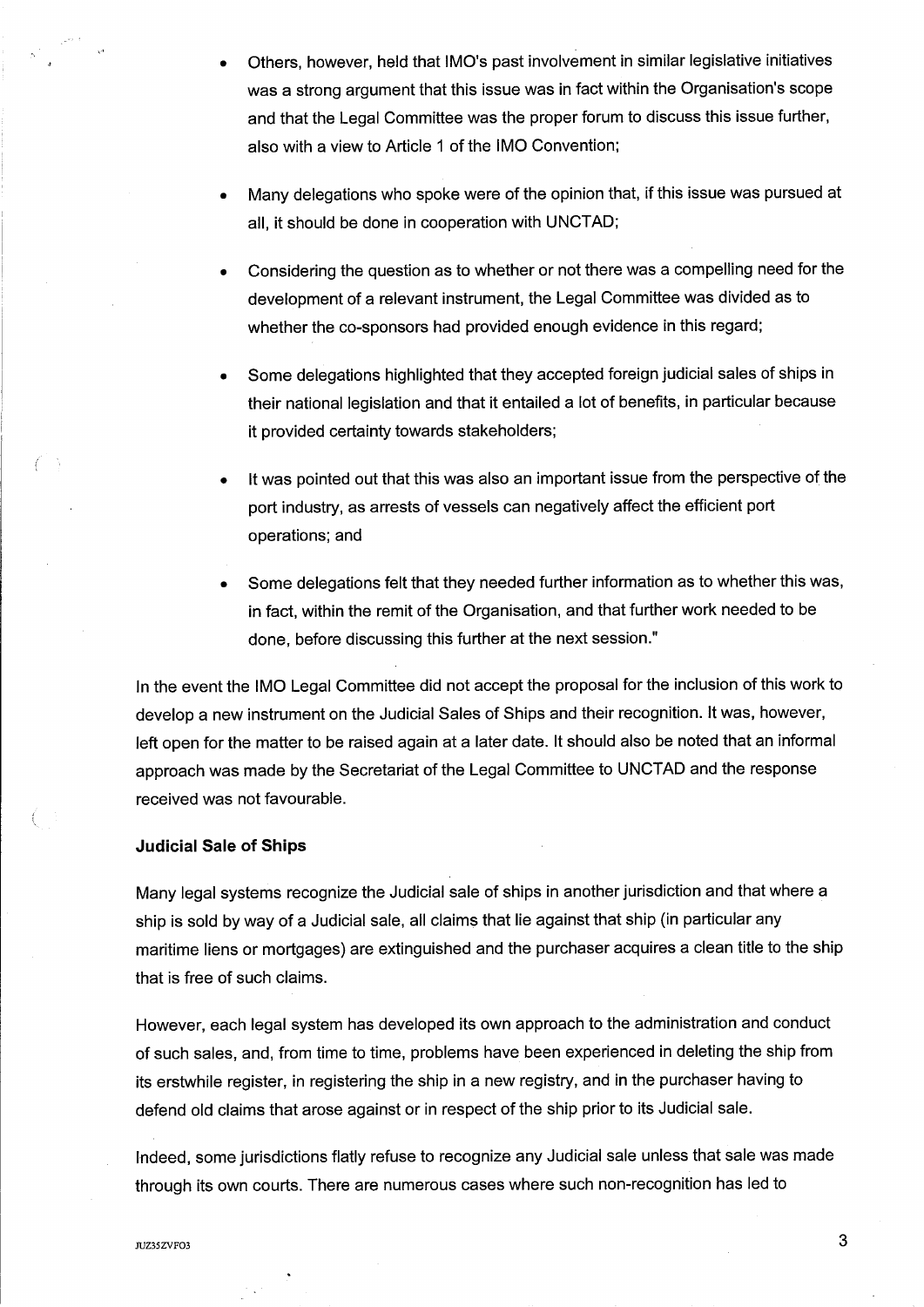- Others, however, held that IMO's past involvement in similar legislative initiatives was a strong argument that this issue was in fact within the Organisation's scope and that the Legal Committee was the proper forum to discuss this issue further, also with a view to Article 1 of the IMO Convention;
- Many delegations who spoke were of the opinion that, if this issue was pursued at all, it should be done in cooperation with UNCTAD;
- Considering the question as to whether or not there was a compelling need for the development of a relevant instrument, the Legal Committee was divided as to whether the co-sponsors had provided enough evidence in this regard;
- Some delegations highlighted that they accepted foreign judicial sales of ships in their national legislation and that it entailed a lot of benefits, in particular because it provided certainty towards stakeholders;
- It was pointed out that this was also an important issue from the perspective of the port industry, as arrests of vessels can negatively affect the efficient port operations; and
- Some delegations felt that they needed further information as to whether this was, in fact, within the remit of the Organisation, and that further work needed to be done, before discussing this further at the next session."

In the event the IMO Legal Committee did not accept the proposal for the inclusion of this work to develop a new instrument on the Judicial Sales of Ships and their recognition. It was, however, left open for the matter to be raised again at a later date. It should also be noted that an informal approach was made by the Secretariat of the Legal Committee to UNCTAD and the response received was not favourable.

**Judicial Sale of Ships**

Many legal systems recognize the Judicial sale of ships in another jurisdiction and that where a ship is sold by way of a Judicial sale, all claims that lie against that ship (in particular any maritime liens or mortgages) are extinguished and the purchaser acquires a clean title to the ship that is free of such claims.

However, each legal system has developed its own approach to the administration and conduct of such sales, and, from time to time, problems have been experienced in deleting the ship from its erstwhile register, in registering the ship in a new registry, and in the purchaser having to defend old claims that arose against or in respect of the ship prior to its Judicial sale.

Indeed, some jurisdictions flatly refuse to recognize any Judicial sale unless that sale was made through its own courts. There are numerous cases where such non-recognition has led to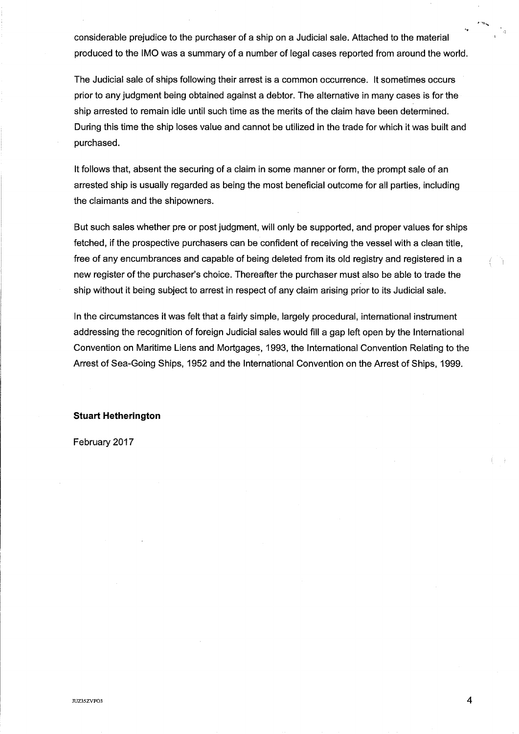considerable prejudice to the purchaser of a ship on a Judicial sale. Attached to the material produced to the IMO was a summary of a number of legal cases reported from around the world.

The Judicial sale of ships following their arrest is a common occurrence. It sometimes occurs prior to any judgment being obtained against a debtor. The alternative in many cases is for the ship arrested to remain idle until such time as the merits of the claim have been determined. During this time the ship loses value and cannot be utilized in the trade for which it was built and purchased.

It follows that, absent the securing of a claim in some manner or form, the prompt sale of an arrested ship is usually regarded as being the most beneficial outcome for all parties, including the claimants and the shipowners.

But such sales whether pre or post judgment, will only be supported, and proper values for ships fetched, if the prospective purchasers can be confident of receiving the vessel with a clean title, free of any encumbrances and capable of being deleted from its old registry and registered in a new register of the purchaser's choice. Thereafter the purchaser must also be able to trade the ship without it being subject to arrest in respect of any claim arising prior to its Judicial sale.

In the circumstances it was felt that a fairly simple, largely procedural, international instrument addressing the recognition of foreign Judicial sales would fill a gap left open by the International Convention on Maritime Liens and Mortgages, 1993, the International Convention Relating to the Arrest of Sea-Going Ships, 1952 and the International Convention on the Arrest of Ships, 1999.

**Stuart Hetherington**

February 2017